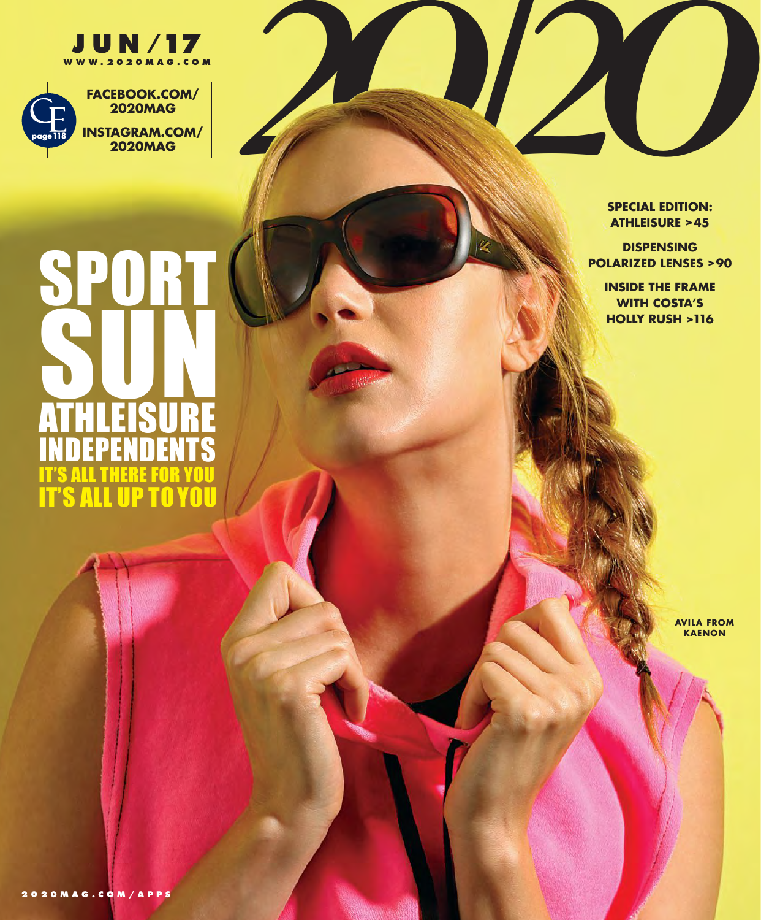# 20/20

JUN/17

WWW.2020MAG.COM

CE page 118

FACEBOOK.COM/2020MAG

INSTAGRAM.COM/2020MAG

## SPORT SUN

## ATHLEISURE INDEPENDENTS

IT'S ALL THERE FOR YOU

IT'S ALL UP TO YOU

SPECIAL EDITION: ATHLEISURE >45

DISPENSING POLARIZED LENSES >90

INSIDE THE FRAME WITH COSTA'S HOLLY RUSH >116

AVILA FROM KAENON

2020MAG.COM/APPS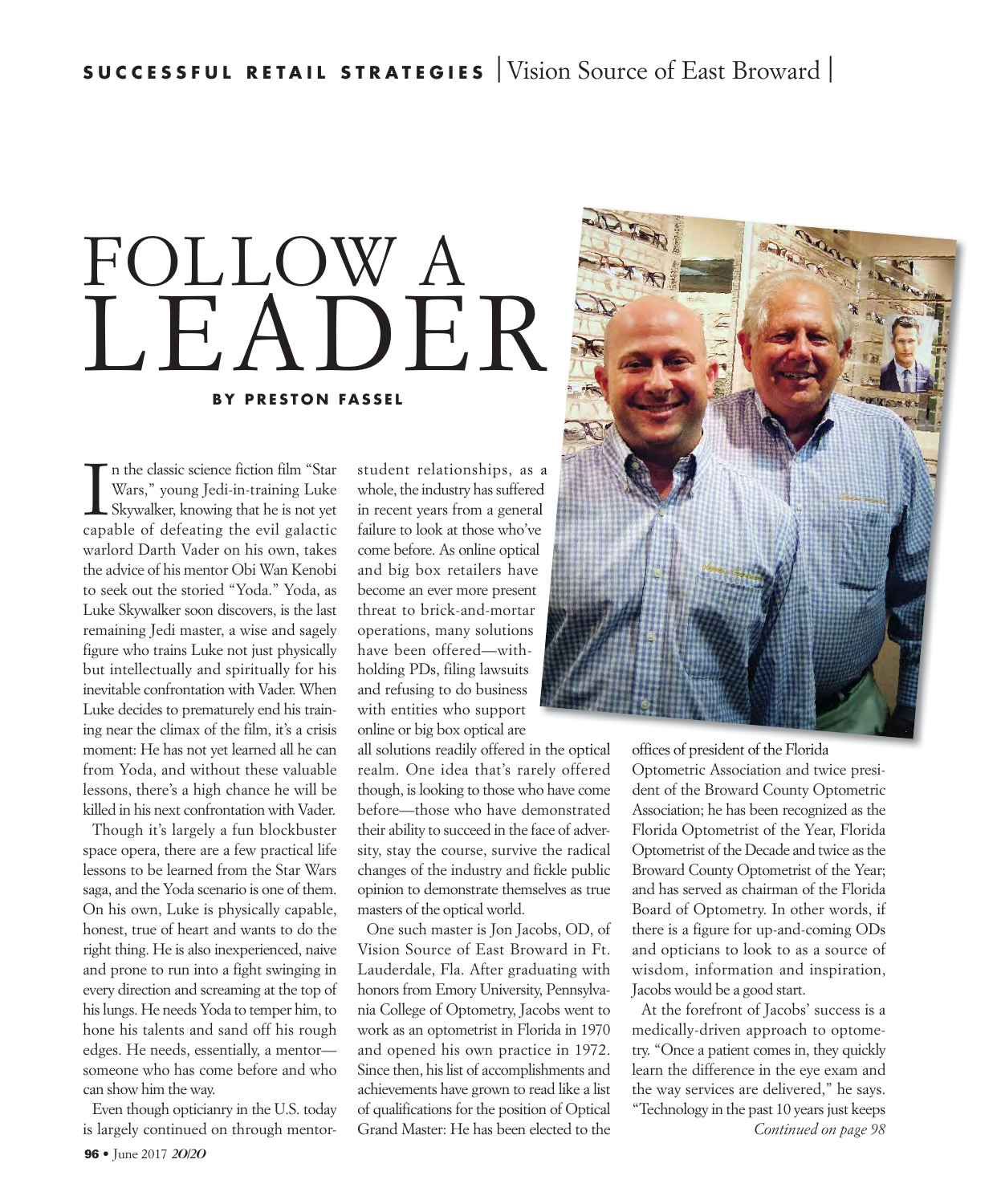# FOLLOW A LEADER

**BY PRESTON FASSEL**

In the classic science fiction film "Star Wars," young Jedi-in-training Luke Skywalker, knowing that he is not yet capable of defeating the evil galactic warlord Darth Vader on his own, takes the advice of his mentor Obi Wan Kenobi to seek out the storied "Yoda." Yoda, as Luke Skywalker soon discovers, is the last remaining Jedi master, a wise and sagely figure who trains Luke not just physically but intellectually and spiritually for his inevitable confrontation with Vader. When Luke decides to prematurely end his training near the climax of the film, it's a crisis moment: He has not yet learned all he can from Yoda, and without these valuable lessons, there's a high chance he will be killed in his next confrontation with Vader.

Though it's largely a fun blockbuster space opera, there are a few practical life lessons to be learned from the Star Wars saga, and the Yoda scenario is one of them. On his own, Luke is physically capable, honest, true of heart and wants to do the right thing. He is also inexperienced, naive and prone to run into a fight swinging in every direction and screaming at the top of his lungs. He needs Yoda to temper him, to hone his talents and sand off his rough edges. He needs, essentially, a mentor—someone who has come before and who can show him the way.

Even though opticianry in the U.S. today is largely continued on through mentor-student relationships, as a whole, the industry has suffered in recent years from a general failure to look at those who've come before. As online optical and big box retailers have become an ever more present threat to brick-and-mortar operations, many solutions have been offered—withholding PDs, filing lawsuits and refusing to do business with entities who support online or big box optical are all solutions readily offered in the optical realm. One idea that's rarely offered though, is looking to those who have come before—those who have demonstrated their ability to succeed in the face of adversity, stay the course, survive the radical changes of the industry and fickle public opinion to demonstrate themselves as true masters of the optical world.

One such master is Jon Jacobs, OD, of Vision Source of East Broward in Ft. Lauderdale, Fla. After graduating with honors from Emory University, Pennsylvania College of Optometry, Jacobs went to work as an optometrist in Florida in 1970 and opened his own practice in 1972. Since then, his list of accomplishments and achievements have grown to read like a list of qualifications for the position of Optical Grand Master: He has been elected to the offices of president of the Florida Optometric Association and twice president of the Broward County Optometric Association; he has been recognized as the Florida Optometrist of the Year, Florida Optometrist of the Decade and twice as the Broward County Optometrist of the Year; and has served as chairman of the Florida Board of Optometry. In other words, if there is a figure for up-and-coming ODs and opticians to look to as a source of wisdom, information and inspiration, Jacobs would be a good start.

At the forefront of Jacobs' success is a medically-driven approach to optometry. "Once a patient comes in, they quickly learn the difference in the eye exam and the way services are delivered," he says. "Technology in the past 10 years just keeps

*Continued on page 98*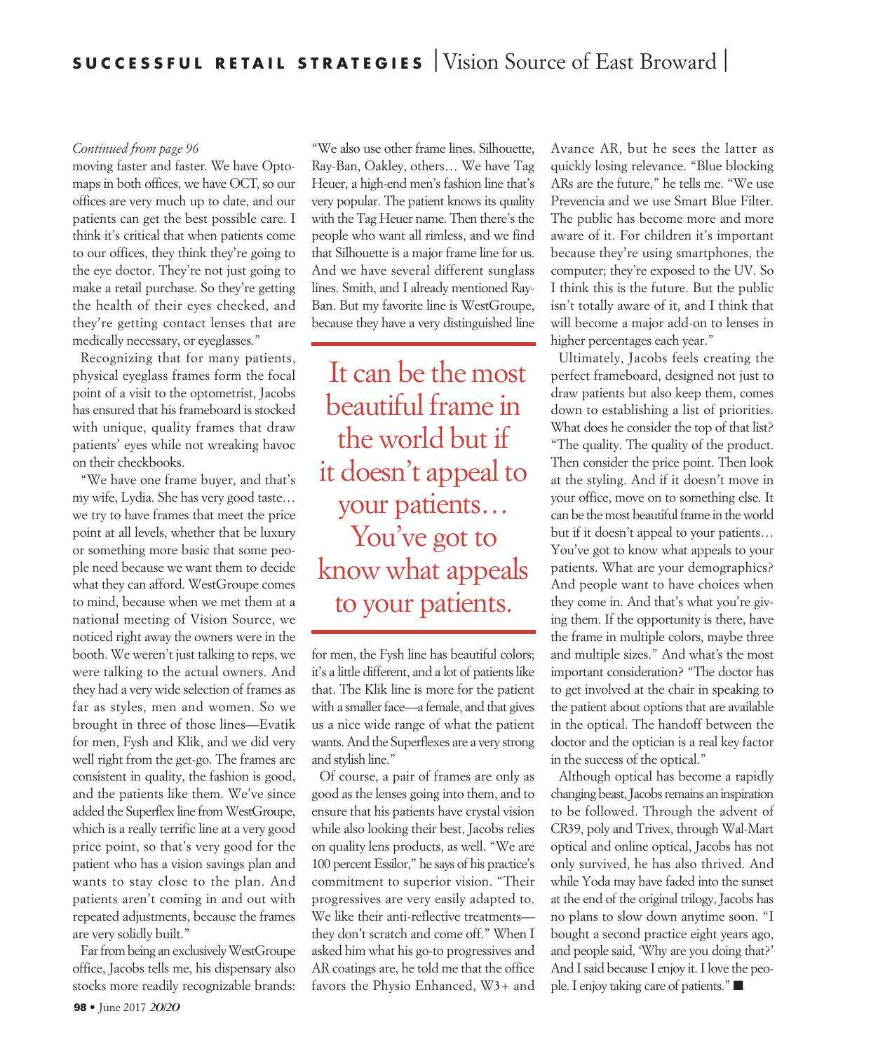*Continued from page 96*

moving faster and faster. We have Optomaps in both offices, we have OCT, so our offices are very much up to date, and our patients can get the best possible care. I think it's critical that when patients come to our offices, they think they're going to the eye doctor. They're not just going to make a retail purchase. So they're getting the health of their eyes checked, and they're getting contact lenses that are medically necessary, or eyeglasses."

Recognizing that for many patients, physical eyeglass frames form the focal point of a visit to the optometrist, Jacobs has ensured that his frameboard is stocked with unique, quality frames that draw patients' eyes while not wreaking havoc on their checkbooks.

"We have one frame buyer, and that's my wife, Lydia. She has very good taste… we try to have frames that meet the price point at all levels, whether that be luxury or something more basic that some people need because we want them to decide what they can afford. WestGroupe comes to mind, because when we met them at a national meeting of Vision Source, we noticed right away the owners were in the booth. We weren't just talking to reps, we were talking to the actual owners. And they had a very wide selection of frames as far as styles, men and women. So we brought in three of those lines—Evatik for men, Fysh and Klik, and we did very well right from the get-go. The frames are consistent in quality, the fashion is good, and the patients like them. We've since added the Superflex line from WestGroupe, which is a really terrific line at a very good price point, so that's very good for the patient who has a vision savings plan and wants to stay close to the plan. And patients aren't coming in and out with repeated adjustments, because the frames are very solidly built."

Far from being an exclusively WestGroupe office, Jacobs tells me, his dispensary also stocks more readily recognizable brands: "We also use other frame lines. Silhouette, Ray-Ban, Oakley, others… We have Tag Heuer, a high-end men's fashion line that's very popular. The patient knows its quality with the Tag Heuer name. Then there's the people who want all rimless, and we find that Silhouette is a major frame line for us. And we have several different sunglass lines. Smith, and I already mentioned Ray-Ban. But my favorite line is WestGroupe, because they have a very distinguished line for men, the Fysh line has beautiful colors; it's a little different, and a lot of patients like that. The Klik line is more for the patient with a smaller face—a female, and that gives us a nice wide range of what the patient wants. And the Superflexes are a very strong and stylish line."

> It can be the most beautiful frame in the world but if it doesn't appeal to your patients… You've got to know what appeals to your patients.

Of course, a pair of frames are only as good as the lenses going into them, and to ensure that his patients have crystal vision while also looking their best, Jacobs relies on quality lens products, as well. "We are 100 percent Essilor," he says of his practice's commitment to superior vision. "Their progressives are very easily adapted to. We like their anti-reflective treatments—they don't scratch and come off." When I asked him what his go-to progressives and AR coatings are, he told me that the office favors the Physio Enhanced, W3+ and Avance AR, but he sees the latter as quickly losing relevance. "Blue blocking ARs are the future," he tells me. "We use Prevencia and we use Smart Blue Filter. The public has become more and more aware of it. For children it's important because they're using smartphones, the computer; they're exposed to the UV. So I think this is the future. But the public isn't totally aware of it, and I think that will become a major add-on to lenses in higher percentages each year."

Ultimately, Jacobs feels creating the perfect frameboard, designed not just to draw patients but also keep them, comes down to establishing a list of priorities. What does he consider the top of that list? "The quality. The quality of the product. Then consider the price point. Then look at the styling. And if it doesn't move in your office, move on to something else. It can be the most beautiful frame in the world but if it doesn't appeal to your patients… You've got to know what appeals to your patients. What are your demographics? And people want to have choices when they come in. And that's what you're giving them. If the opportunity is there, have the frame in multiple colors, maybe three and multiple sizes." And what's the most important consideration? "The doctor has to get involved at the chair in speaking to the patient about options that are available in the optical. The handoff between the doctor and the optician is a real key factor in the success of the optical."

Although optical has become a rapidly changing beast, Jacobs remains an inspiration to be followed. Through the advent of CR39, poly and Trivex, through Wal-Mart optical and online optical, Jacobs has not only survived, he has also thrived. And while Yoda may have faded into the sunset at the end of the original trilogy, Jacobs has no plans to slow down anytime soon. "I bought a second practice eight years ago, and people said, 'Why are you doing that?' And I said because I enjoy it. I love the people. I enjoy taking care of patients." ■